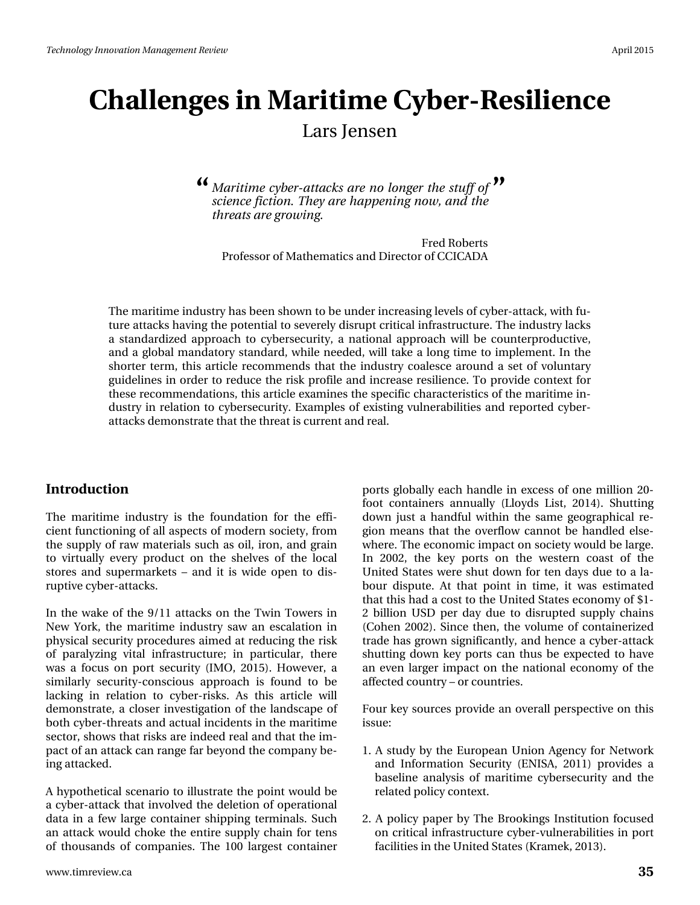# Challenges in Maritime Cyber-Resilience

Lars Jensen

> *Maritime cyber-attacks are no longer the stuff of science fiction. They are happening now, and the threats are growing.*
>
> Fred Roberts
> Professor of Mathematics and Director of CCICADA

The maritime industry has been shown to be under increasing levels of cyber-attack, with future attacks having the potential to severely disrupt critical infrastructure. The industry lacks a standardized approach to cybersecurity, a national approach will be counterproductive, and a global mandatory standard, while needed, will take a long time to implement. In the shorter term, this article recommends that the industry coalesce around a set of voluntary guidelines in order to reduce the risk profile and increase resilience. To provide context for these recommendations, this article examines the specific characteristics of the maritime industry in relation to cybersecurity. Examples of existing vulnerabilities and reported cyber-attacks demonstrate that the threat is current and real.

## Introduction

The maritime industry is the foundation for the efficient functioning of all aspects of modern society, from the supply of raw materials such as oil, iron, and grain to virtually every product on the shelves of the local stores and supermarkets – and it is wide open to disruptive cyber-attacks.

In the wake of the 9/11 attacks on the Twin Towers in New York, the maritime industry saw an escalation in physical security procedures aimed at reducing the risk of paralyzing vital infrastructure; in particular, there was a focus on port security (IMO, 2015). However, a similarly security-conscious approach is found to be lacking in relation to cyber-risks. As this article will demonstrate, a closer investigation of the landscape of both cyber-threats and actual incidents in the maritime sector, shows that risks are indeed real and that the impact of an attack can range far beyond the company being attacked.

A hypothetical scenario to illustrate the point would be a cyber-attack that involved the deletion of operational data in a few large container shipping terminals. Such an attack would choke the entire supply chain for tens of thousands of companies. The 100 largest container ports globally each handle in excess of one million 20-foot containers annually (Lloyds List, 2014). Shutting down just a handful within the same geographical region means that the overflow cannot be handled elsewhere. The economic impact on society would be large. In 2002, the key ports on the western coast of the United States were shut down for ten days due to a labour dispute. At that point in time, it was estimated that this had a cost to the United States economy of $1-2 billion USD per day due to disrupted supply chains (Cohen 2002). Since then, the volume of containerized trade has grown significantly, and hence a cyber-attack shutting down key ports can thus be expected to have an even larger impact on the national economy of the affected country – or countries.

Four key sources provide an overall perspective on this issue:

1. A study by the European Union Agency for Network and Information Security (ENISA, 2011) provides a baseline analysis of maritime cybersecurity and the related policy context.

2. A policy paper by The Brookings Institution focused on critical infrastructure cyber-vulnerabilities in port facilities in the United States (Kramek, 2013).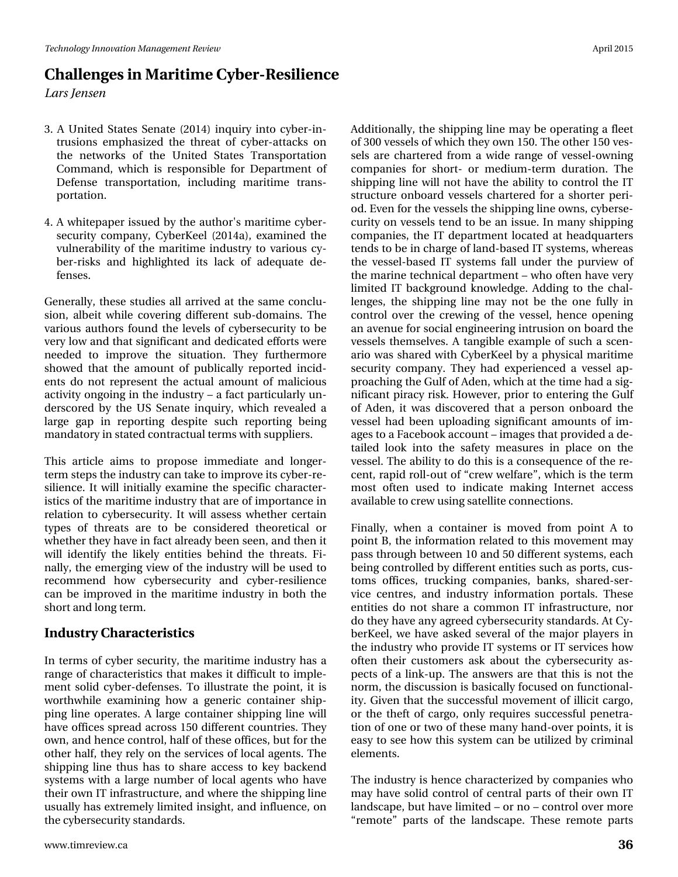3. A United States Senate (2014) inquiry into cyber-intrusions emphasized the threat of cyber-attacks on the networks of the United States Transportation Command, which is responsible for Department of Defense transportation, including maritime transportation.

4. A whitepaper issued by the author's maritime cybersecurity company, CyberKeel (2014a), examined the vulnerability of the maritime industry to various cyber-risks and highlighted its lack of adequate defenses.

Generally, these studies all arrived at the same conclusion, albeit while covering different sub-domains. The various authors found the levels of cybersecurity to be very low and that significant and dedicated efforts were needed to improve the situation. They furthermore showed that the amount of publically reported incidents do not represent the actual amount of malicious activity ongoing in the industry – a fact particularly underscored by the US Senate inquiry, which revealed a large gap in reporting despite such reporting being mandatory in stated contractual terms with suppliers.

This article aims to propose immediate and longer-term steps the industry can take to improve its cyber-resilience. It will initially examine the specific characteristics of the maritime industry that are of importance in relation to cybersecurity. It will assess whether certain types of threats are to be considered theoretical or whether they have in fact already been seen, and then it will identify the likely entities behind the threats. Finally, the emerging view of the industry will be used to recommend how cybersecurity and cyber-resilience can be improved in the maritime industry in both the short and long term.

## Industry Characteristics

In terms of cyber security, the maritime industry has a range of characteristics that makes it difficult to implement solid cyber-defenses. To illustrate the point, it is worthwhile examining how a generic container shipping line operates. A large container shipping line will have offices spread across 150 different countries. They own, and hence control, half of these offices, but for the other half, they rely on the services of local agents. The shipping line thus has to share access to key backend systems with a large number of local agents who have their own IT infrastructure, and where the shipping line usually has extremely limited insight, and influence, on the cybersecurity standards.

Additionally, the shipping line may be operating a fleet of 300 vessels of which they own 150. The other 150 vessels are chartered from a wide range of vessel-owning companies for short- or medium-term duration. The shipping line will not have the ability to control the IT structure onboard vessels chartered for a shorter period. Even for the vessels the shipping line owns, cybersecurity on vessels tend to be an issue. In many shipping companies, the IT department located at headquarters tends to be in charge of land-based IT systems, whereas the vessel-based IT systems fall under the purview of the marine technical department – who often have very limited IT background knowledge. Adding to the challenges, the shipping line may not be the one fully in control over the crewing of the vessel, hence opening an avenue for social engineering intrusion on board the vessels themselves. A tangible example of such a scenario was shared with CyberKeel by a physical maritime security company. They had experienced a vessel approaching the Gulf of Aden, which at the time had a significant piracy risk. However, prior to entering the Gulf of Aden, it was discovered that a person onboard the vessel had been uploading significant amounts of images to a Facebook account – images that provided a detailed look into the safety measures in place on the vessel. The ability to do this is a consequence of the recent, rapid roll-out of "crew welfare", which is the term most often used to indicate making Internet access available to crew using satellite connections.

Finally, when a container is moved from point A to point B, the information related to this movement may pass through between 10 and 50 different systems, each being controlled by different entities such as ports, customs offices, trucking companies, banks, shared-service centres, and industry information portals. These entities do not share a common IT infrastructure, nor do they have any agreed cybersecurity standards. At CyberKeel, we have asked several of the major players in the industry who provide IT systems or IT services how often their customers ask about the cybersecurity aspects of a link-up. The answers are that this is not the norm, the discussion is basically focused on functionality. Given that the successful movement of illicit cargo, or the theft of cargo, only requires successful penetration of one or two of these many hand-over points, it is easy to see how this system can be utilized by criminal elements.

The industry is hence characterized by companies who may have solid control of central parts of their own IT landscape, but have limited – or no – control over more "remote" parts of the landscape. These remote parts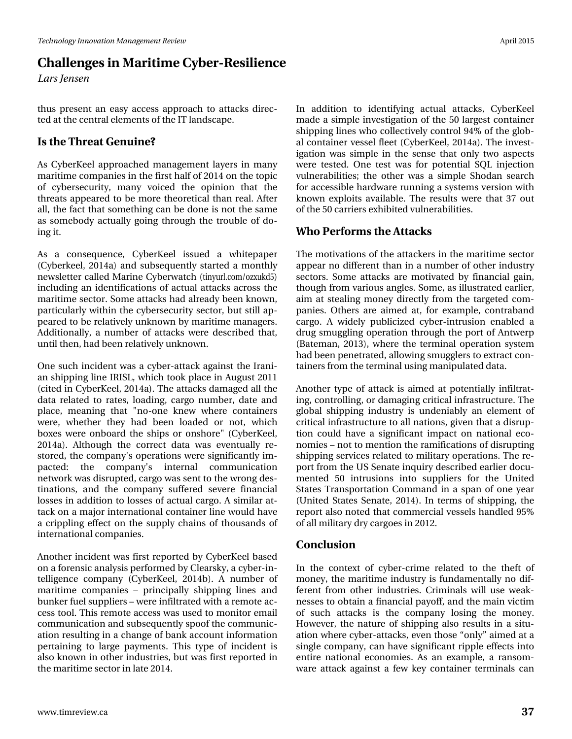thus present an easy access approach to attacks directed at the central elements of the IT landscape.

## Is the Threat Genuine?

As CyberKeel approached management layers in many maritime companies in the first half of 2014 on the topic of cybersecurity, many voiced the opinion that the threats appeared to be more theoretical than real. After all, the fact that something can be done is not the same as somebody actually going through the trouble of doing it.

As a consequence, CyberKeel issued a whitepaper (Cyberkeel, 2014a) and subsequently started a monthly newsletter called Marine Cyberwatch (tinyurl.com/ozxukd5) including an identifications of actual attacks across the maritime sector. Some attacks had already been known, particularly within the cybersecurity sector, but still appeared to be relatively unknown by maritime managers. Additionally, a number of attacks were described that, until then, had been relatively unknown.

One such incident was a cyber-attack against the Iranian shipping line IRISL, which took place in August 2011 (cited in CyberKeel, 2014a). The attacks damaged all the data related to rates, loading, cargo number, date and place, meaning that "no-one knew where containers were, whether they had been loaded or not, which boxes were onboard the ships or onshore" (CyberKeel, 2014a). Although the correct data was eventually restored, the company's operations were significantly impacted: the company's internal communication network was disrupted, cargo was sent to the wrong destinations, and the company suffered severe financial losses in addition to losses of actual cargo. A similar attack on a major international container line would have a crippling effect on the supply chains of thousands of international companies.

Another incident was first reported by CyberKeel based on a forensic analysis performed by Clearsky, a cyber-intelligence company (CyberKeel, 2014b). A number of maritime companies – principally shipping lines and bunker fuel suppliers – were infiltrated with a remote access tool. This remote access was used to monitor email communication and subsequently spoof the communication resulting in a change of bank account information pertaining to large payments. This type of incident is also known in other industries, but was first reported in the maritime sector in late 2014.

In addition to identifying actual attacks, CyberKeel made a simple investigation of the 50 largest container shipping lines who collectively control 94% of the global container vessel fleet (CyberKeel, 2014a). The investigation was simple in the sense that only two aspects were tested. One test was for potential SQL injection vulnerabilities; the other was a simple Shodan search for accessible hardware running a systems version with known exploits available. The results were that 37 out of the 50 carriers exhibited vulnerabilities.

## Who Performs the Attacks

The motivations of the attackers in the maritime sector appear no different than in a number of other industry sectors. Some attacks are motivated by financial gain, though from various angles. Some, as illustrated earlier, aim at stealing money directly from the targeted companies. Others are aimed at, for example, contraband cargo. A widely publicized cyber-intrusion enabled a drug smuggling operation through the port of Antwerp (Bateman, 2013), where the terminal operation system had been penetrated, allowing smugglers to extract containers from the terminal using manipulated data.

Another type of attack is aimed at potentially infiltrating, controlling, or damaging critical infrastructure. The global shipping industry is undeniably an element of critical infrastructure to all nations, given that a disruption could have a significant impact on national economies – not to mention the ramifications of disrupting shipping services related to military operations. The report from the US Senate inquiry described earlier documented 50 intrusions into suppliers for the United States Transportation Command in a span of one year (United States Senate, 2014). In terms of shipping, the report also noted that commercial vessels handled 95% of all military dry cargoes in 2012.

## Conclusion

In the context of cyber-crime related to the theft of money, the maritime industry is fundamentally no different from other industries. Criminals will use weaknesses to obtain a financial payoff, and the main victim of such attacks is the company losing the money. However, the nature of shipping also results in a situation where cyber-attacks, even those "only" aimed at a single company, can have significant ripple effects into entire national economies. As an example, a ransomware attack against a few key container terminals can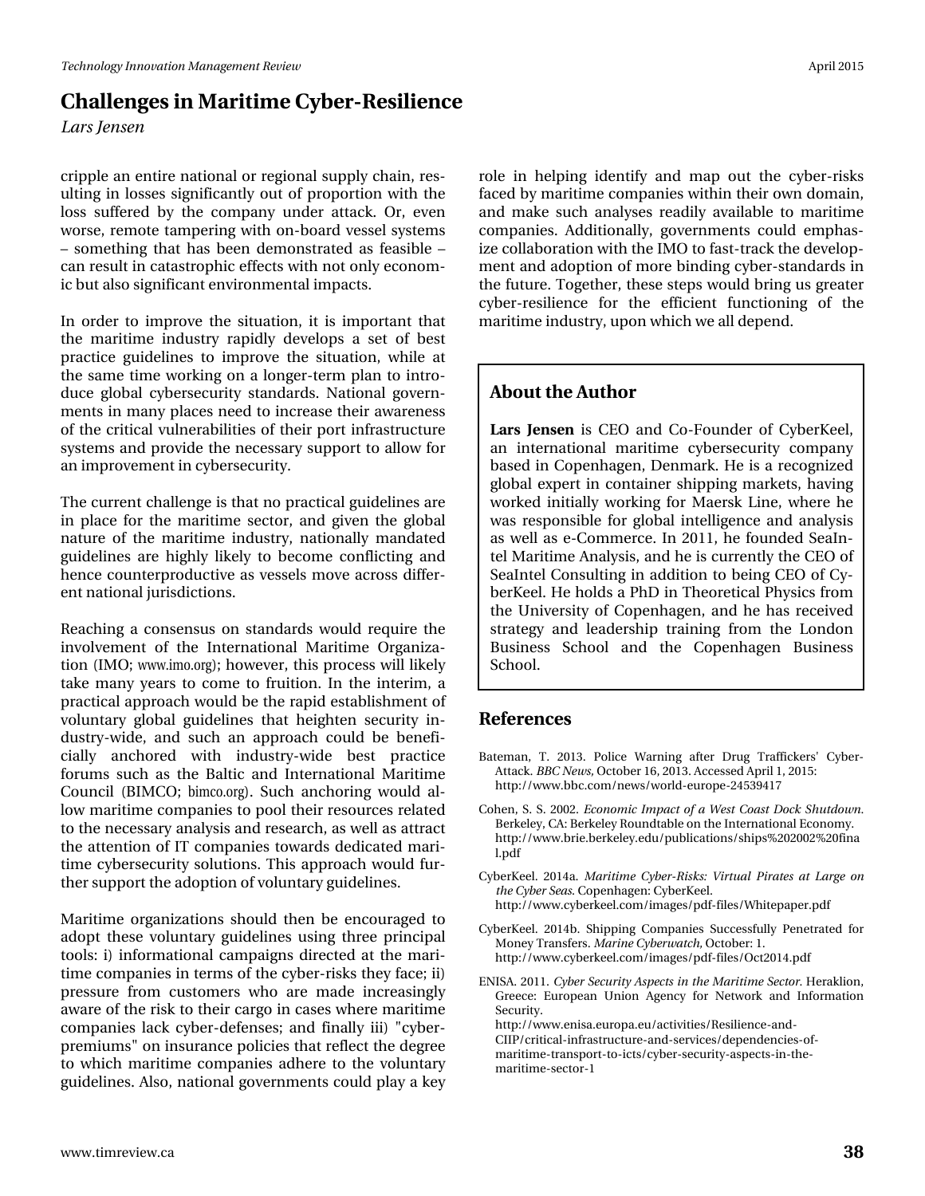cripple an entire national or regional supply chain, resulting in losses significantly out of proportion with the loss suffered by the company under attack. Or, even worse, remote tampering with on-board vessel systems – something that has been demonstrated as feasible – can result in catastrophic effects with not only economic but also significant environmental impacts.

In order to improve the situation, it is important that the maritime industry rapidly develops a set of best practice guidelines to improve the situation, while at the same time working on a longer-term plan to introduce global cybersecurity standards. National governments in many places need to increase their awareness of the critical vulnerabilities of their port infrastructure systems and provide the necessary support to allow for an improvement in cybersecurity.

The current challenge is that no practical guidelines are in place for the maritime sector, and given the global nature of the maritime industry, nationally mandated guidelines are highly likely to become conflicting and hence counterproductive as vessels move across different national jurisdictions.

Reaching a consensus on standards would require the involvement of the International Maritime Organization (IMO; www.imo.org); however, this process will likely take many years to come to fruition. In the interim, a practical approach would be the rapid establishment of voluntary global guidelines that heighten security industry-wide, and such an approach could be beneficially anchored with industry-wide best practice forums such as the Baltic and International Maritime Council (BIMCO; bimco.org). Such anchoring would allow maritime companies to pool their resources related to the necessary analysis and research, as well as attract the attention of IT companies towards dedicated maritime cybersecurity solutions. This approach would further support the adoption of voluntary guidelines.

Maritime organizations should then be encouraged to adopt these voluntary guidelines using three principal tools: i) informational campaigns directed at the maritime companies in terms of the cyber-risks they face; ii) pressure from customers who are made increasingly aware of the risk to their cargo in cases where maritime companies lack cyber-defenses; and finally iii) "cyber-premiums" on insurance policies that reflect the degree to which maritime companies adhere to the voluntary guidelines. Also, national governments could play a key role in helping identify and map out the cyber-risks faced by maritime companies within their own domain, and make such analyses readily available to maritime companies. Additionally, governments could emphasize collaboration with the IMO to fast-track the development and adoption of more binding cyber-standards in the future. Together, these steps would bring us greater cyber-resilience for the efficient functioning of the maritime industry, upon which we all depend.

## About the Author

**Lars Jensen** is CEO and Co-Founder of CyberKeel, an international maritime cybersecurity company based in Copenhagen, Denmark. He is a recognized global expert in container shipping markets, having worked initially working for Maersk Line, where he was responsible for global intelligence and analysis as well as e-Commerce. In 2011, he founded SeaIntel Maritime Analysis, and he is currently the CEO of SeaIntel Consulting in addition to being CEO of CyberKeel. He holds a PhD in Theoretical Physics from the University of Copenhagen, and he has received strategy and leadership training from the London Business School and the Copenhagen Business School.

## References

Bateman, T. 2013. Police Warning after Drug Traffickers' Cyber-Attack. *BBC News,* October 16, 2013. Accessed April 1, 2015: http://www.bbc.com/news/world-europe-24539417

Cohen, S. S. 2002. *Economic Impact of a West Coast Dock Shutdown.* Berkeley, CA: Berkeley Roundtable on the International Economy. http://www.brie.berkeley.edu/publications/ships%202002%20final.pdf

CyberKeel. 2014a. *Maritime Cyber-Risks: Virtual Pirates at Large on the Cyber Seas.* Copenhagen: CyberKeel. http://www.cyberkeel.com/images/pdf-files/Whitepaper.pdf

CyberKeel. 2014b. Shipping Companies Successfully Penetrated for Money Transfers. *Marine Cyberwatch,* October: 1. http://www.cyberkeel.com/images/pdf-files/Oct2014.pdf

ENISA. 2011. *Cyber Security Aspects in the Maritime Sector.* Heraklion, Greece: European Union Agency for Network and Information Security. http://www.enisa.europa.eu/activities/Resilience-and-CIIP/critical-infrastructure-and-services/dependencies-of-maritime-transport-to-icts/cyber-security-aspects-in-the-maritime-sector-1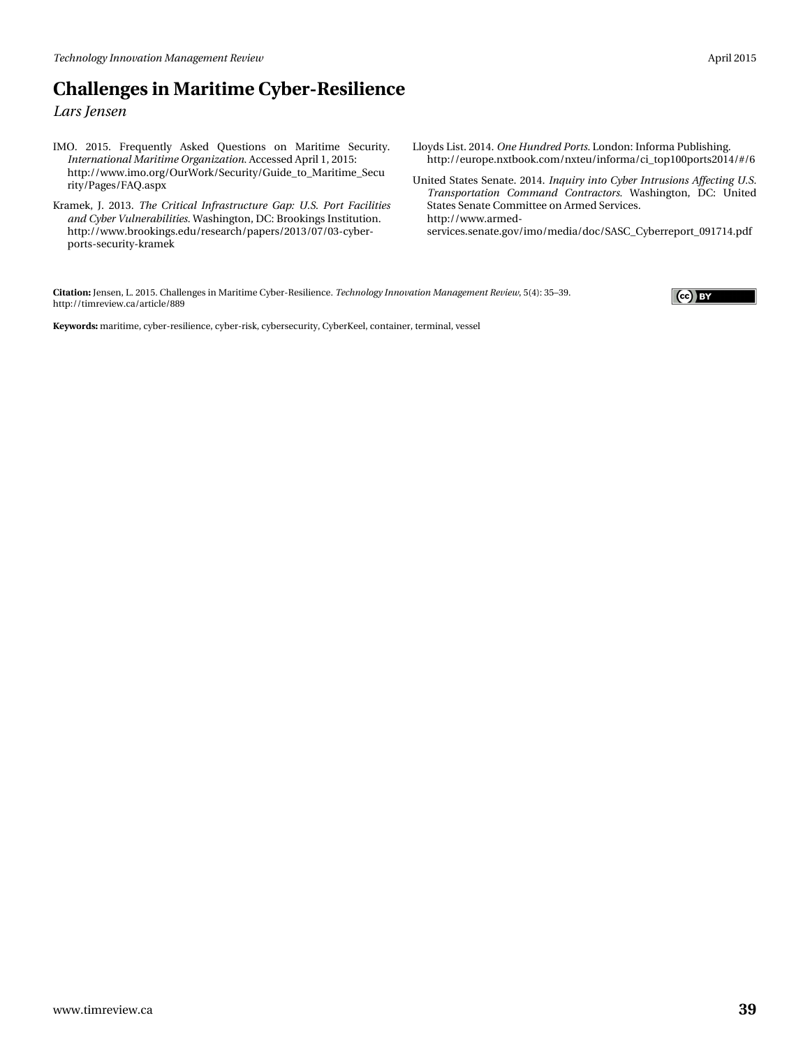IMO. 2015. Frequently Asked Questions on Maritime Security. *International Maritime Organization.* Accessed April 1, 2015: http://www.imo.org/OurWork/Security/Guide_to_Maritime_Security/Pages/FAQ.aspx

Kramek, J. 2013. *The Critical Infrastructure Gap: U.S. Port Facilities and Cyber Vulnerabilities.* Washington, DC: Brookings Institution. http://www.brookings.edu/research/papers/2013/07/03-cyber-ports-security-kramek

Lloyds List. 2014. *One Hundred Ports.* London: Informa Publishing. http://europe.nxtbook.com/nxteu/informa/ci_top100ports2014/#/6

United States Senate. 2014. *Inquiry into Cyber Intrusions Affecting U.S. Transportation Command Contractors.* Washington, DC: United States Senate Committee on Armed Services. http://www.armed-services.senate.gov/imo/media/doc/SASC_Cyberreport_091714.pdf

**Citation:** Jensen, L. 2015. Challenges in Maritime Cyber-Resilience. *Technology Innovation Management Review*, 5(4): 35–39. http://timreview.ca/article/889

**Keywords:** maritime, cyber-resilience, cyber-risk, cybersecurity, CyberKeel, container, terminal, vessel